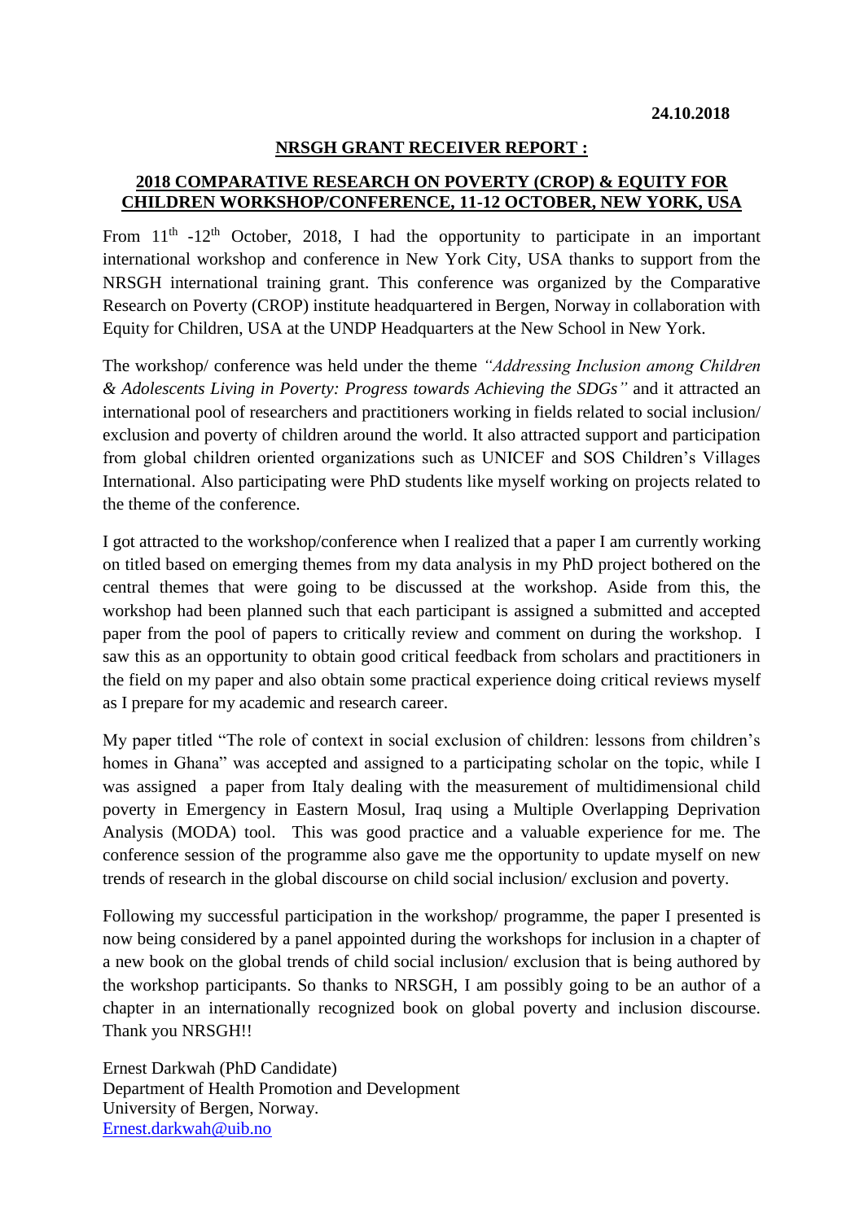**24.10.2018**

**NRSGH GRANT RECEIVER REPORT :**

**2018 COMPARATIVE RESEARCH ON POVERTY (CROP) & EQUITY FOR CHILDREN WORKSHOP/CONFERENCE, 11-12 OCTOBER, NEW YORK, USA**

From 11th -12th October, 2018, I had the opportunity to participate in an important international workshop and conference in New York City, USA thanks to support from the NRSGH international training grant. This conference was organized by the Comparative Research on Poverty (CROP) institute headquartered in Bergen, Norway in collaboration with Equity for Children, USA at the UNDP Headquarters at the New School in New York.

The workshop/ conference was held under the theme *"Addressing Inclusion among Children & Adolescents Living in Poverty: Progress towards Achieving the SDGs"* and it attracted an international pool of researchers and practitioners working in fields related to social inclusion/ exclusion and poverty of children around the world. It also attracted support and participation from global children oriented organizations such as UNICEF and SOS Children's Villages International. Also participating were PhD students like myself working on projects related to the theme of the conference.

I got attracted to the workshop/conference when I realized that a paper I am currently working on titled based on emerging themes from my data analysis in my PhD project bothered on the central themes that were going to be discussed at the workshop. Aside from this, the workshop had been planned such that each participant is assigned a submitted and accepted paper from the pool of papers to critically review and comment on during the workshop. I saw this as an opportunity to obtain good critical feedback from scholars and practitioners in the field on my paper and also obtain some practical experience doing critical reviews myself as I prepare for my academic and research career.

My paper titled "The role of context in social exclusion of children: lessons from children's homes in Ghana" was accepted and assigned to a participating scholar on the topic, while I was assigned a paper from Italy dealing with the measurement of multidimensional child poverty in Emergency in Eastern Mosul, Iraq using a Multiple Overlapping Deprivation Analysis (MODA) tool. This was good practice and a valuable experience for me. The conference session of the programme also gave me the opportunity to update myself on new trends of research in the global discourse on child social inclusion/ exclusion and poverty.

Following my successful participation in the workshop/ programme, the paper I presented is now being considered by a panel appointed during the workshops for inclusion in a chapter of a new book on the global trends of child social inclusion/ exclusion that is being authored by the workshop participants. So thanks to NRSGH, I am possibly going to be an author of a chapter in an internationally recognized book on global poverty and inclusion discourse. Thank you NRSGH!!

Ernest Darkwah (PhD Candidate)
Department of Health Promotion and Development
University of Bergen, Norway.
[Ernest.darkwah@uib.no](mailto:Ernest.darkwah@uib.no)